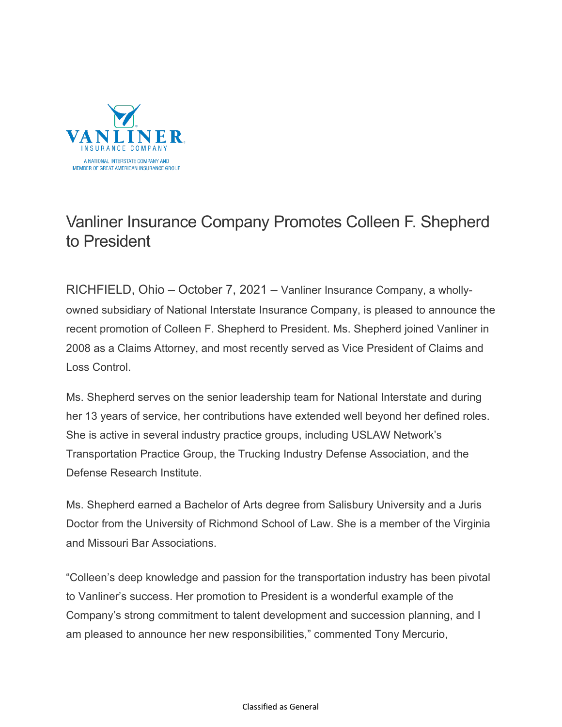# Vanliner Insurance Company Promotes Colleen F. Shepherd to President

RICHFIELD, Ohio – October 7, 2021 – Vanliner Insurance Company, a wholly-owned subsidiary of National Interstate Insurance Company, is pleased to announce the recent promotion of Colleen F. Shepherd to President. Ms. Shepherd joined Vanliner in 2008 as a Claims Attorney, and most recently served as Vice President of Claims and Loss Control.

Ms. Shepherd serves on the senior leadership team for National Interstate and during her 13 years of service, her contributions have extended well beyond her defined roles. She is active in several industry practice groups, including USLAW Network's Transportation Practice Group, the Trucking Industry Defense Association, and the Defense Research Institute.

Ms. Shepherd earned a Bachelor of Arts degree from Salisbury University and a Juris Doctor from the University of Richmond School of Law. She is a member of the Virginia and Missouri Bar Associations.

"Colleen's deep knowledge and passion for the transportation industry has been pivotal to Vanliner's success. Her promotion to President is a wonderful example of the Company's strong commitment to talent development and succession planning, and I am pleased to announce her new responsibilities," commented Tony Mercurio,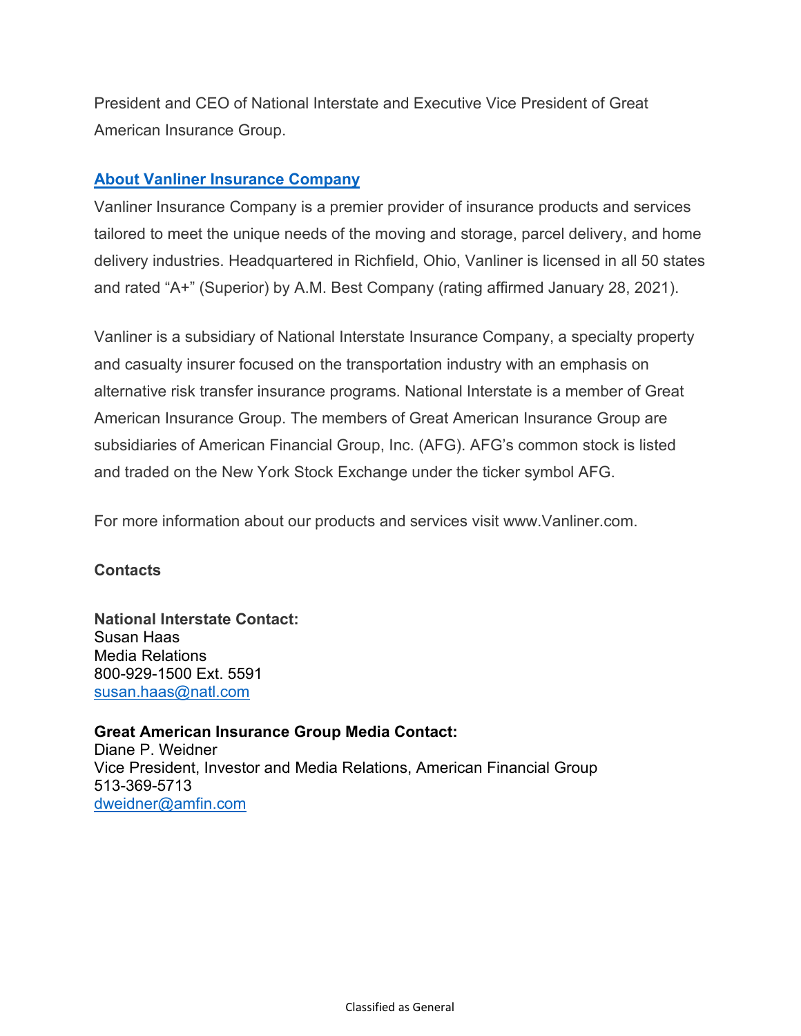President and CEO of National Interstate and Executive Vice President of Great American Insurance Group.

## [About Vanliner Insurance Company]

Vanliner Insurance Company is a premier provider of insurance products and services tailored to meet the unique needs of the moving and storage, parcel delivery, and home delivery industries. Headquartered in Richfield, Ohio, Vanliner is licensed in all 50 states and rated "A+" (Superior) by A.M. Best Company (rating affirmed January 28, 2021).

Vanliner is a subsidiary of National Interstate Insurance Company, a specialty property and casualty insurer focused on the transportation industry with an emphasis on alternative risk transfer insurance programs. National Interstate is a member of Great American Insurance Group. The members of Great American Insurance Group are subsidiaries of American Financial Group, Inc. (AFG). AFG's common stock is listed and traded on the New York Stock Exchange under the ticker symbol AFG.

For more information about our products and services visit www.Vanliner.com.

**Contacts**

**National Interstate Contact:**
Susan Haas
Media Relations
800-929-1500 Ext. 5591
susan.haas@natl.com

**Great American Insurance Group Media Contact:**
Diane P. Weidner
Vice President, Investor and Media Relations, American Financial Group
513-369-5713
dweidner@amfin.com